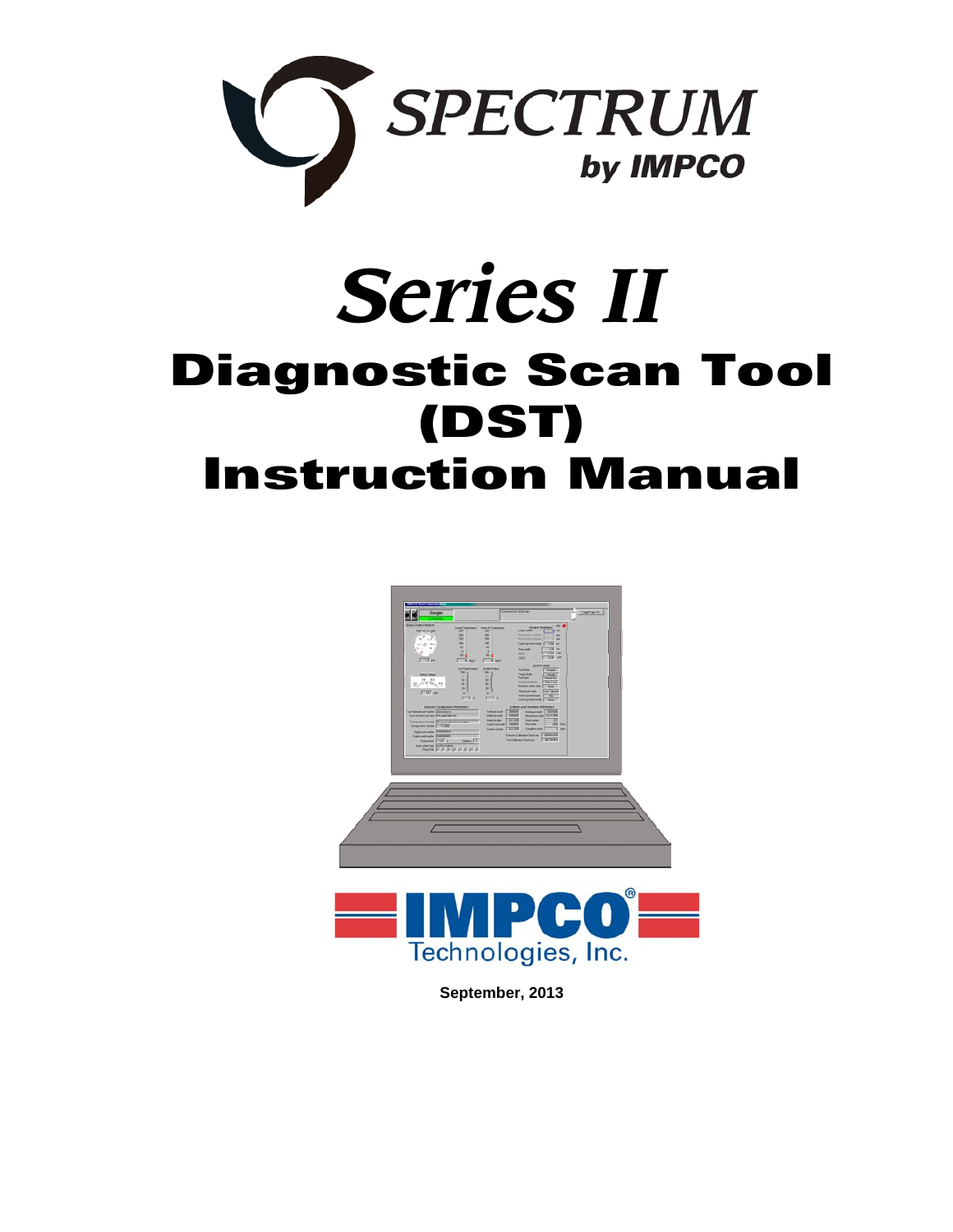SPECTRUM

by IMPCO

# *Series II*

# Diagnostic Scan Tool (DST)

# Instruction Manual

IMPCO Technologies, Inc.

**September, 2013**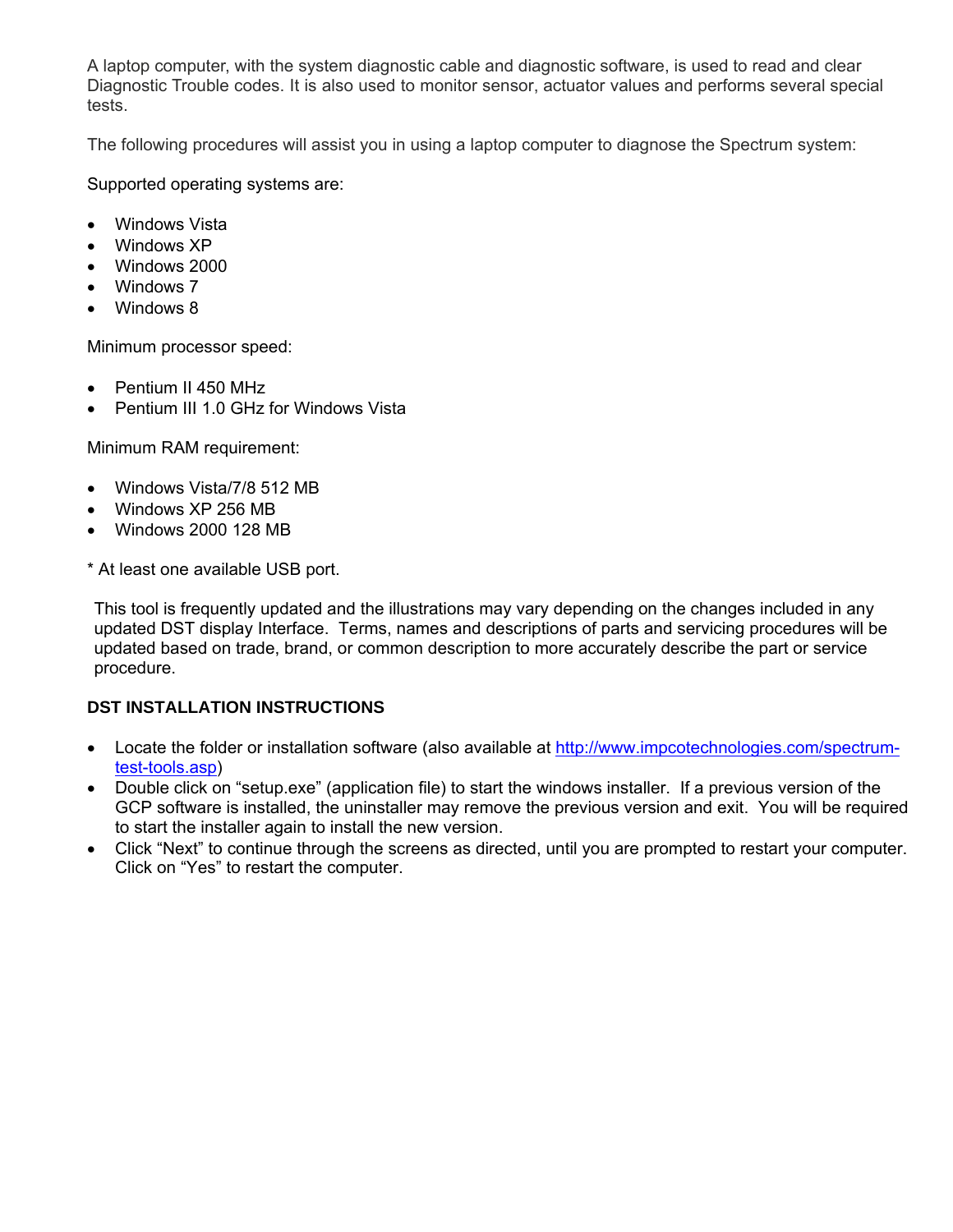A laptop computer, with the system diagnostic cable and diagnostic software, is used to read and clear Diagnostic Trouble codes. It is also used to monitor sensor, actuator values and performs several special tests.

The following procedures will assist you in using a laptop computer to diagnose the Spectrum system:

Supported operating systems are:

- Windows Vista
- Windows XP
- Windows 2000
- Windows 7
- Windows 8

Minimum processor speed:

- Pentium II 450 MHz
- Pentium III 1.0 GHz for Windows Vista

Minimum RAM requirement:

- Windows Vista/7/8 512 MB
- Windows XP 256 MB
- Windows 2000 128 MB

* At least one available USB port.

This tool is frequently updated and the illustrations may vary depending on the changes included in any updated DST display Interface. Terms, names and descriptions of parts and servicing procedures will be updated based on trade, brand, or common description to more accurately describe the part or service procedure.

**DST INSTALLATION INSTRUCTIONS**

- Locate the folder or installation software (also available at http://www.impcotechnologies.com/spectrum-test-tools.asp)
- Double click on “setup.exe” (application file) to start the windows installer. If a previous version of the GCP software is installed, the uninstaller may remove the previous version and exit. You will be required to start the installer again to install the new version.
- Click “Next” to continue through the screens as directed, until you are prompted to restart your computer. Click on “Yes” to restart the computer.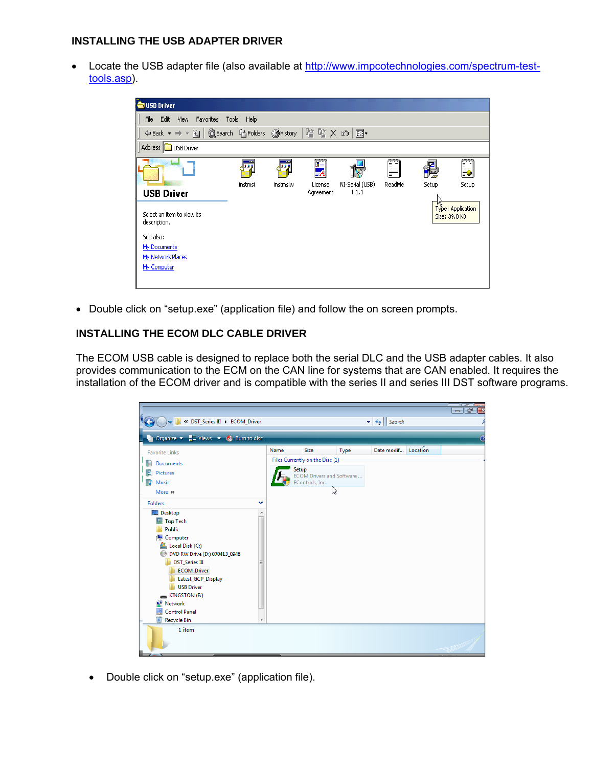## INSTALLING THE USB ADAPTER DRIVER

- Locate the USB adapter file (also available at http://www.impcotechnologies.com/spectrum-test-tools.asp).

- Double click on "setup.exe" (application file) and follow the on screen prompts.

## INSTALLING THE ECOM DLC CABLE DRIVER

The ECOM USB cable is designed to replace both the serial DLC and the USB adapter cables. It also provides communication to the ECM on the CAN line for systems that are CAN enabled. It requires the installation of the ECOM driver and is compatible with the series II and series III DST software programs.

- Double click on "setup.exe" (application file).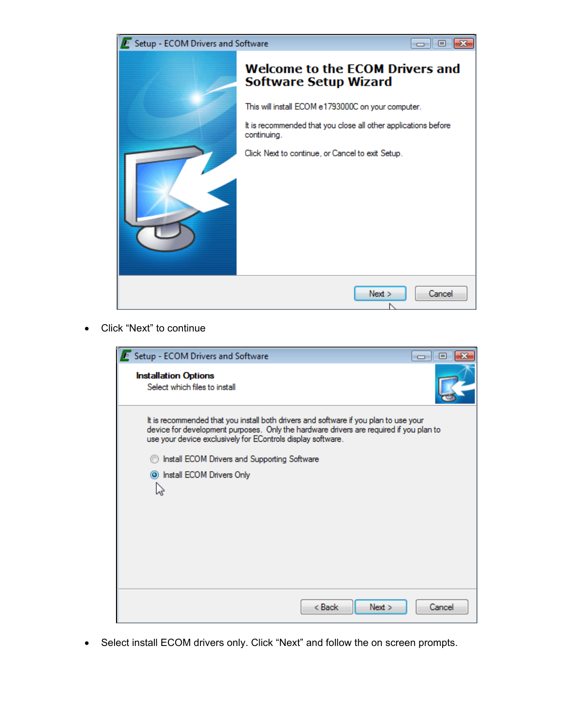- Click "Next" to continue

- Select install ECOM drivers only. Click "Next" and follow the on screen prompts.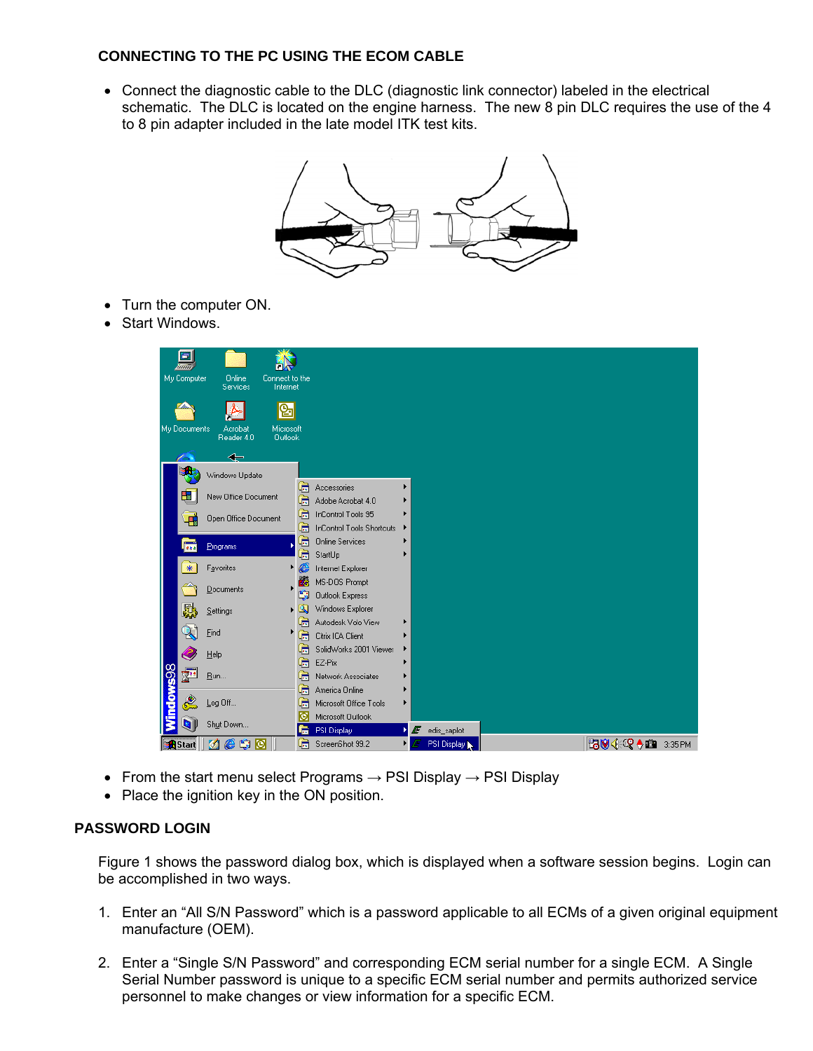**CONNECTING TO THE PC USING THE ECOM CABLE**

- Connect the diagnostic cable to the DLC (diagnostic link connector) labeled in the electrical schematic. The DLC is located on the engine harness. The new 8 pin DLC requires the use of the 4 to 8 pin adapter included in the late model ITK test kits.

- Turn the computer ON.
- Start Windows.

- From the start menu select Programs → PSI Display → PSI Display
- Place the ignition key in the ON position.

**PASSWORD LOGIN**

Figure 1 shows the password dialog box, which is displayed when a software session begins. Login can be accomplished in two ways.

1. Enter an “All S/N Password” which is a password applicable to all ECMs of a given original equipment manufacture (OEM).

2. Enter a “Single S/N Password” and corresponding ECM serial number for a single ECM. A Single Serial Number password is unique to a specific ECM serial number and permits authorized service personnel to make changes or view information for a specific ECM.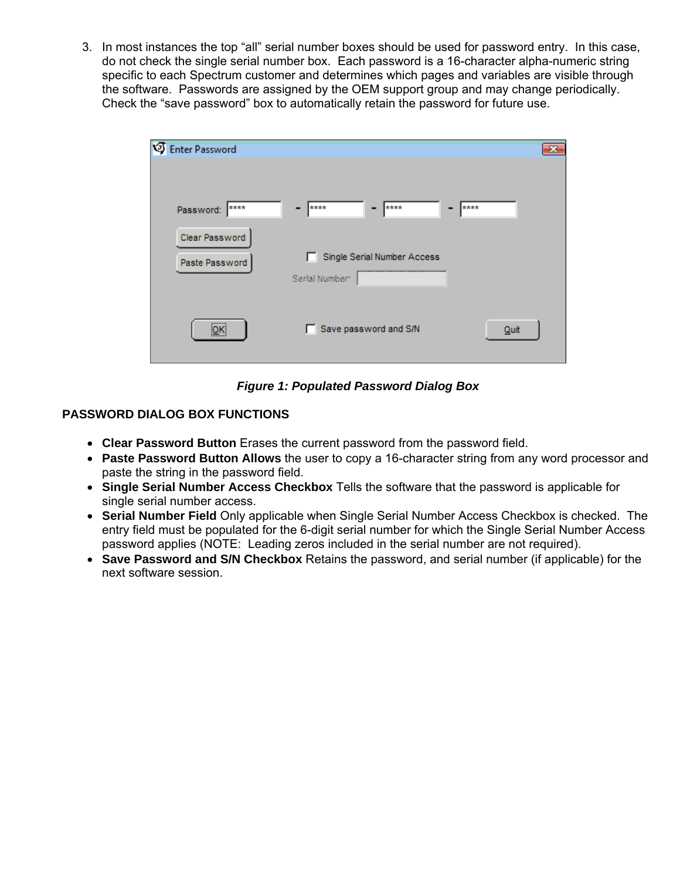3. In most instances the top "all" serial number boxes should be used for password entry. In this case, do not check the single serial number box. Each password is a 16-character alpha-numeric string specific to each Spectrum customer and determines which pages and variables are visible through the software. Passwords are assigned by the OEM support group and may change periodically. Check the "save password" box to automatically retain the password for future use.

***Figure 1: Populated Password Dialog Box***

**PASSWORD DIALOG BOX FUNCTIONS**

- **Clear Password Button** Erases the current password from the password field.
- **Paste Password Button Allows** the user to copy a 16-character string from any word processor and paste the string in the password field.
- **Single Serial Number Access Checkbox** Tells the software that the password is applicable for single serial number access.
- **Serial Number Field** Only applicable when Single Serial Number Access Checkbox is checked. The entry field must be populated for the 6-digit serial number for which the Single Serial Number Access password applies (NOTE: Leading zeros included in the serial number are not required).
- **Save Password and S/N Checkbox** Retains the password, and serial number (if applicable) for the next software session.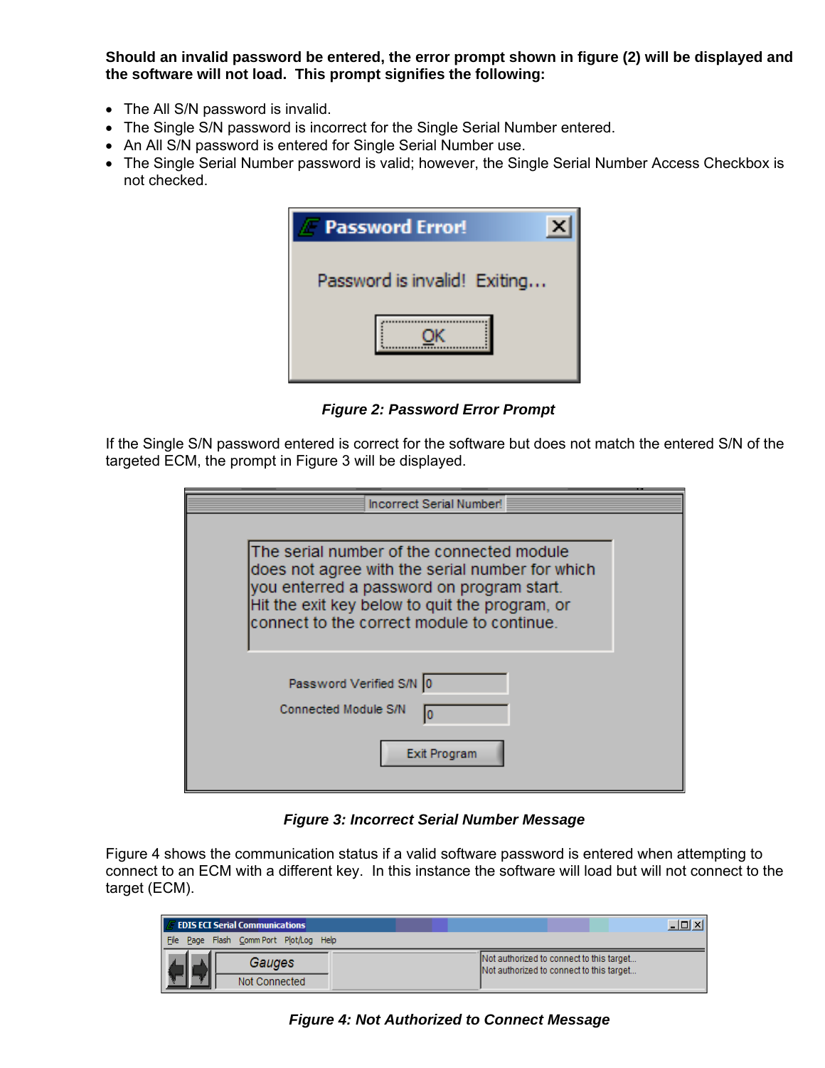**Should an invalid password be entered, the error prompt shown in figure (2) will be displayed and the software will not load. This prompt signifies the following:**

- The All S/N password is invalid.
- The Single S/N password is incorrect for the Single Serial Number entered.
- An All S/N password is entered for Single Serial Number use.
- The Single Serial Number password is valid; however, the Single Serial Number Access Checkbox is not checked.

***Figure 2: Password Error Prompt***

If the Single S/N password entered is correct for the software but does not match the entered S/N of the targeted ECM, the prompt in Figure 3 will be displayed.

***Figure 3: Incorrect Serial Number Message***

Figure 4 shows the communication status if a valid software password is entered when attempting to connect to an ECM with a different key. In this instance the software will load but will not connect to the target (ECM).

***Figure 4: Not Authorized to Connect Message***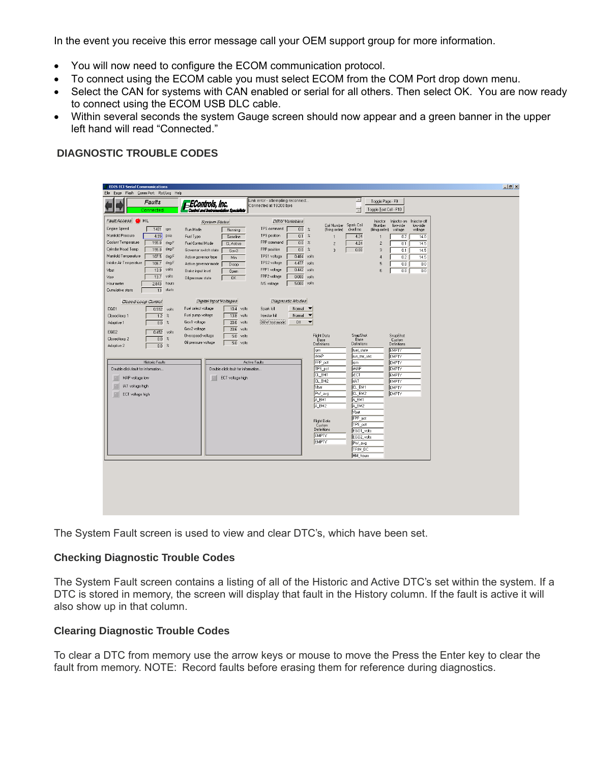In the event you receive this error message call your OEM support group for more information.

- You will now need to configure the ECOM communication protocol.
- To connect using the ECOM cable you must select ECOM from the COM Port drop down menu.
- Select the CAN for systems with CAN enabled or serial for all others. Then select OK. You are now ready to connect using the ECOM USB DLC cable.
- Within several seconds the system Gauge screen should now appear and a green banner in the upper left hand will read "Connected."

## DIAGNOSTIC TROUBLE CODES

The System Fault screen is used to view and clear DTC's, which have been set.

### Checking Diagnostic Trouble Codes

The System Fault screen contains a listing of all of the Historic and Active DTC's set within the system. If a DTC is stored in memory, the screen will display that fault in the History column. If the fault is active it will also show up in that column.

### Clearing Diagnostic Trouble Codes

To clear a DTC from memory use the arrow keys or mouse to move the Press the Enter key to clear the fault from memory. NOTE: Record faults before erasing them for reference during diagnostics.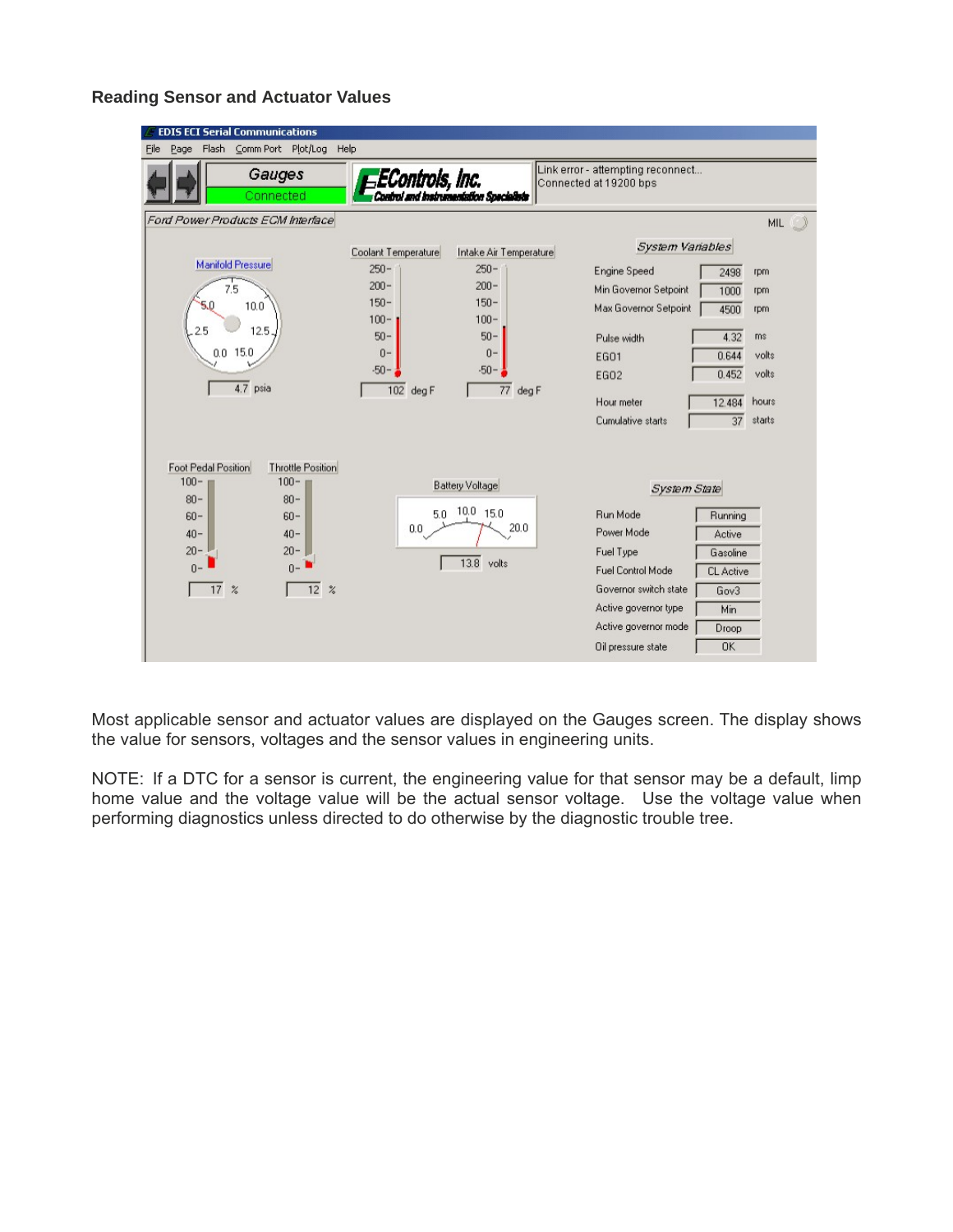**Reading Sensor and Actuator Values**

Most applicable sensor and actuator values are displayed on the Gauges screen. The display shows the value for sensors, voltages and the sensor values in engineering units.

NOTE: If a DTC for a sensor is current, the engineering value for that sensor may be a default, limp home value and the voltage value will be the actual sensor voltage. Use the voltage value when performing diagnostics unless directed to do otherwise by the diagnostic trouble tree.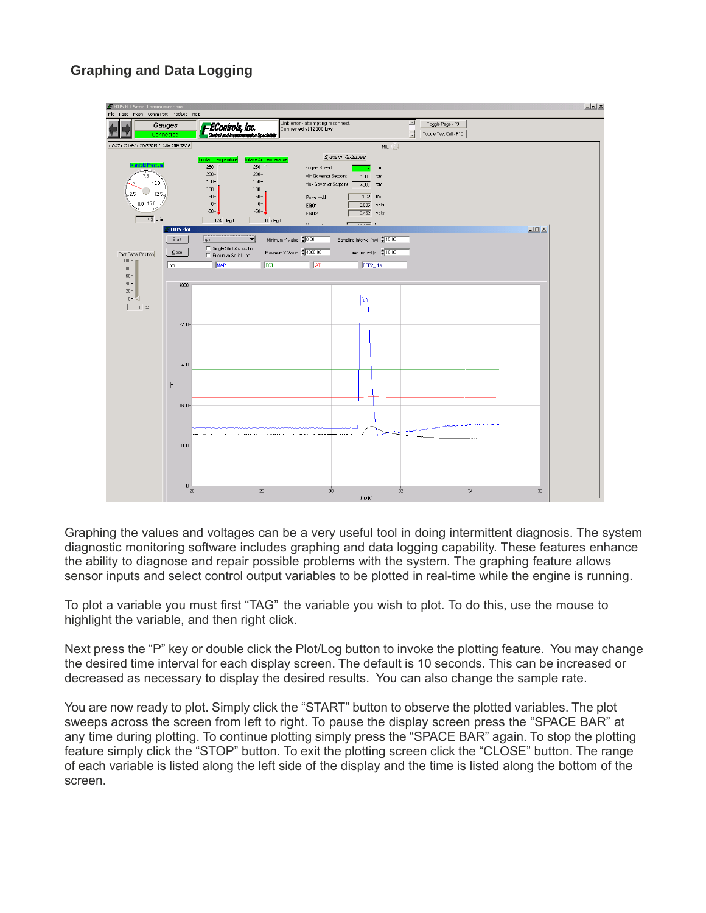## Graphing and Data Logging

Graphing the values and voltages can be a very useful tool in doing intermittent diagnosis. The system diagnostic monitoring software includes graphing and data logging capability. These features enhance the ability to diagnose and repair possible problems with the system. The graphing feature allows sensor inputs and select control output variables to be plotted in real-time while the engine is running.

To plot a variable you must first “TAG” the variable you wish to plot. To do this, use the mouse to highlight the variable, and then right click.

Next press the “P” key or double click the Plot/Log button to invoke the plotting feature. You may change the desired time interval for each display screen. The default is 10 seconds. This can be increased or decreased as necessary to display the desired results. You can also change the sample rate.

You are now ready to plot. Simply click the “START” button to observe the plotted variables. The plot sweeps across the screen from left to right. To pause the display screen press the “SPACE BAR” at any time during plotting. To continue plotting simply press the “SPACE BAR” again. To stop the plotting feature simply click the “STOP” button. To exit the plotting screen click the “CLOSE” button. The range of each variable is listed along the left side of the display and the time is listed along the bottom of the screen.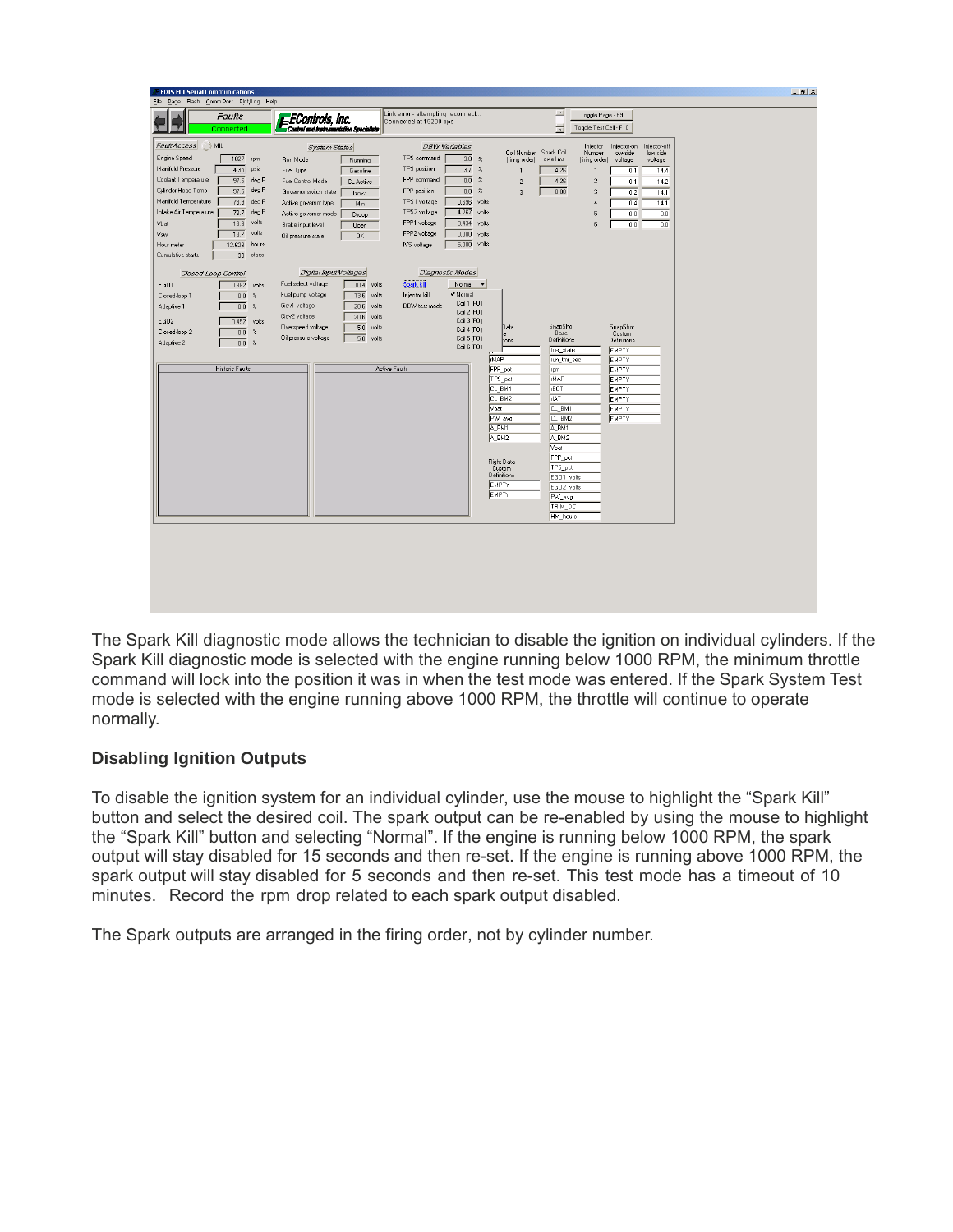The Spark Kill diagnostic mode allows the technician to disable the ignition on individual cylinders. If the Spark Kill diagnostic mode is selected with the engine running below 1000 RPM, the minimum throttle command will lock into the position it was in when the test mode was entered. If the Spark System Test mode is selected with the engine running above 1000 RPM, the throttle will continue to operate normally.

### Disabling Ignition Outputs

To disable the ignition system for an individual cylinder, use the mouse to highlight the “Spark Kill” button and select the desired coil. The spark output can be re-enabled by using the mouse to highlight the “Spark Kill” button and selecting “Normal”. If the engine is running below 1000 RPM, the spark output will stay disabled for 15 seconds and then re-set. If the engine is running above 1000 RPM, the spark output will stay disabled for 5 seconds and then re-set. This test mode has a timeout of 10 minutes. Record the rpm drop related to each spark output disabled.

The Spark outputs are arranged in the firing order, not by cylinder number.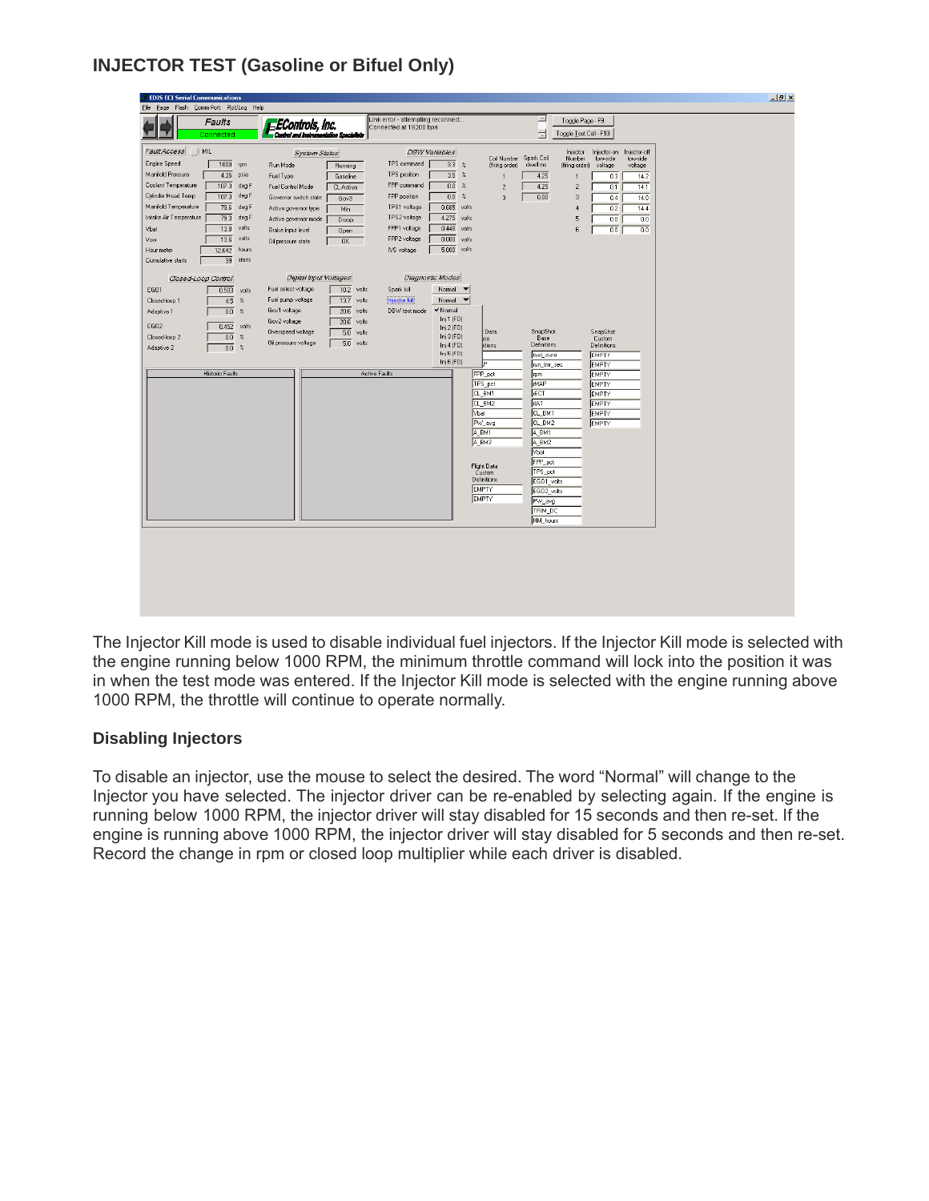## INJECTOR TEST (Gasoline or Bifuel Only)

The Injector Kill mode is used to disable individual fuel injectors. If the Injector Kill mode is selected with the engine running below 1000 RPM, the minimum throttle command will lock into the position it was in when the test mode was entered. If the Injector Kill mode is selected with the engine running above 1000 RPM, the throttle will continue to operate normally.

### Disabling Injectors

To disable an injector, use the mouse to select the desired. The word “Normal” will change to the Injector you have selected. The injector driver can be re-enabled by selecting again. If the engine is running below 1000 RPM, the injector driver will stay disabled for 15 seconds and then re-set. If the engine is running above 1000 RPM, the injector driver will stay disabled for 5 seconds and then re-set. Record the change in rpm or closed loop multiplier while each driver is disabled.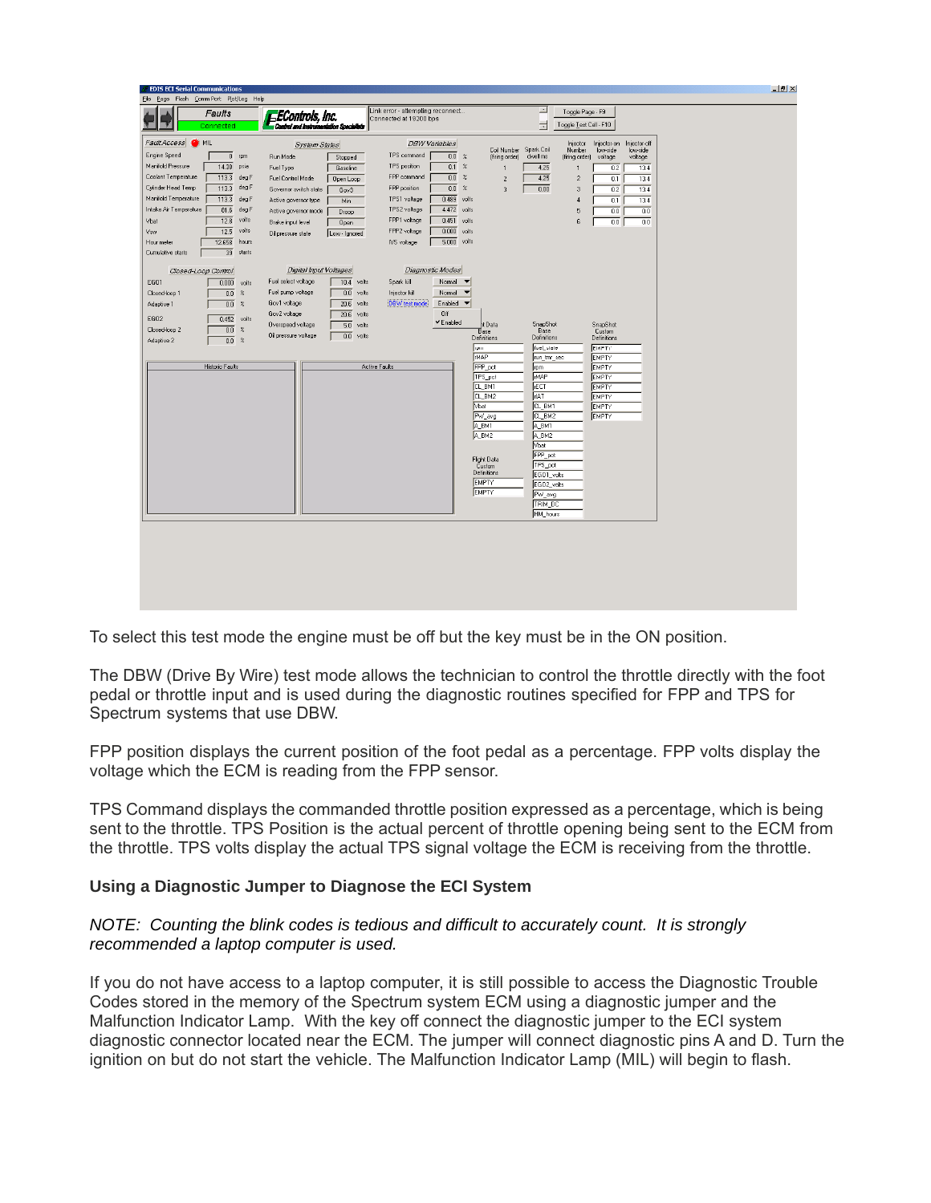To select this test mode the engine must be off but the key must be in the ON position.

The DBW (Drive By Wire) test mode allows the technician to control the throttle directly with the foot pedal or throttle input and is used during the diagnostic routines specified for FPP and TPS for Spectrum systems that use DBW.

FPP position displays the current position of the foot pedal as a percentage. FPP volts display the voltage which the ECM is reading from the FPP sensor.

TPS Command displays the commanded throttle position expressed as a percentage, which is being sent to the throttle. TPS Position is the actual percent of throttle opening being sent to the ECM from the throttle. TPS volts display the actual TPS signal voltage the ECM is receiving from the throttle.

**Using a Diagnostic Jumper to Diagnose the ECI System**

*NOTE: Counting the blink codes is tedious and difficult to accurately count. It is strongly recommended a laptop computer is used.*

If you do not have access to a laptop computer, it is still possible to access the Diagnostic Trouble Codes stored in the memory of the Spectrum system ECM using a diagnostic jumper and the Malfunction Indicator Lamp. With the key off connect the diagnostic jumper to the ECI system diagnostic connector located near the ECM. The jumper will connect diagnostic pins A and D. Turn the ignition on but do not start the vehicle. The Malfunction Indicator Lamp (MIL) will begin to flash.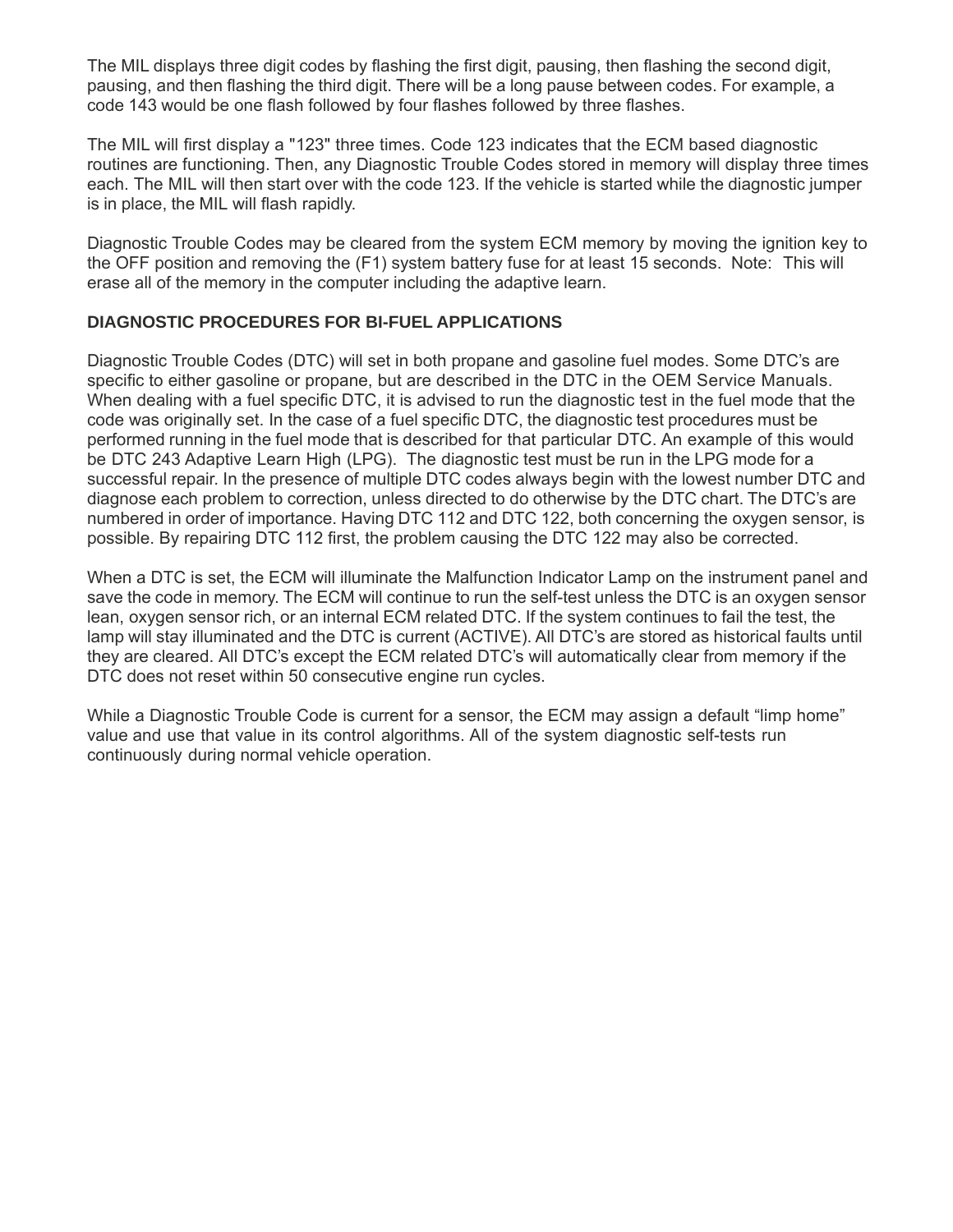The MIL displays three digit codes by flashing the first digit, pausing, then flashing the second digit, pausing, and then flashing the third digit. There will be a long pause between codes. For example, a code 143 would be one flash followed by four flashes followed by three flashes.

The MIL will first display a "123" three times. Code 123 indicates that the ECM based diagnostic routines are functioning. Then, any Diagnostic Trouble Codes stored in memory will display three times each. The MIL will then start over with the code 123. If the vehicle is started while the diagnostic jumper is in place, the MIL will flash rapidly.

Diagnostic Trouble Codes may be cleared from the system ECM memory by moving the ignition key to the OFF position and removing the (F1) system battery fuse for at least 15 seconds. Note: This will erase all of the memory in the computer including the adaptive learn.

## DIAGNOSTIC PROCEDURES FOR BI-FUEL APPLICATIONS

Diagnostic Trouble Codes (DTC) will set in both propane and gasoline fuel modes. Some DTC's are specific to either gasoline or propane, but are described in the DTC in the OEM Service Manuals. When dealing with a fuel specific DTC, it is advised to run the diagnostic test in the fuel mode that the code was originally set. In the case of a fuel specific DTC, the diagnostic test procedures must be performed running in the fuel mode that is described for that particular DTC. An example of this would be DTC 243 Adaptive Learn High (LPG). The diagnostic test must be run in the LPG mode for a successful repair. In the presence of multiple DTC codes always begin with the lowest number DTC and diagnose each problem to correction, unless directed to do otherwise by the DTC chart. The DTC's are numbered in order of importance. Having DTC 112 and DTC 122, both concerning the oxygen sensor, is possible. By repairing DTC 112 first, the problem causing the DTC 122 may also be corrected.

When a DTC is set, the ECM will illuminate the Malfunction Indicator Lamp on the instrument panel and save the code in memory. The ECM will continue to run the self-test unless the DTC is an oxygen sensor lean, oxygen sensor rich, or an internal ECM related DTC. If the system continues to fail the test, the lamp will stay illuminated and the DTC is current (ACTIVE). All DTC's are stored as historical faults until they are cleared. All DTC's except the ECM related DTC's will automatically clear from memory if the DTC does not reset within 50 consecutive engine run cycles.

While a Diagnostic Trouble Code is current for a sensor, the ECM may assign a default "limp home" value and use that value in its control algorithms. All of the system diagnostic self-tests run continuously during normal vehicle operation.